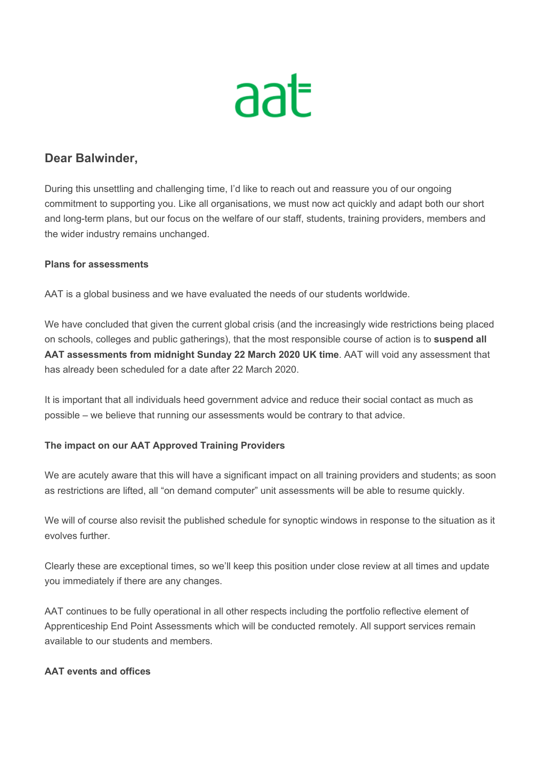aat

## Dear Balwinder,

During this unsettling and challenging time, I'd like to reach out and reassure you of our ongoing commitment to supporting you. Like all organisations, we must now act quickly and adapt both our short and long-term plans, but our focus on the welfare of our staff, students, training providers, members and the wider industry remains unchanged.

**Plans for assessments**

AAT is a global business and we have evaluated the needs of our students worldwide.

We have concluded that given the current global crisis (and the increasingly wide restrictions being placed on schools, colleges and public gatherings), that the most responsible course of action is to **suspend all AAT assessments from midnight Sunday 22 March 2020 UK time**. AAT will void any assessment that has already been scheduled for a date after 22 March 2020.

It is important that all individuals heed government advice and reduce their social contact as much as possible – we believe that running our assessments would be contrary to that advice.

**The impact on our AAT Approved Training Providers**

We are acutely aware that this will have a significant impact on all training providers and students; as soon as restrictions are lifted, all "on demand computer" unit assessments will be able to resume quickly.

We will of course also revisit the published schedule for synoptic windows in response to the situation as it evolves further.

Clearly these are exceptional times, so we'll keep this position under close review at all times and update you immediately if there are any changes.

AAT continues to be fully operational in all other respects including the portfolio reflective element of Apprenticeship End Point Assessments which will be conducted remotely. All support services remain available to our students and members.

**AAT events and offices**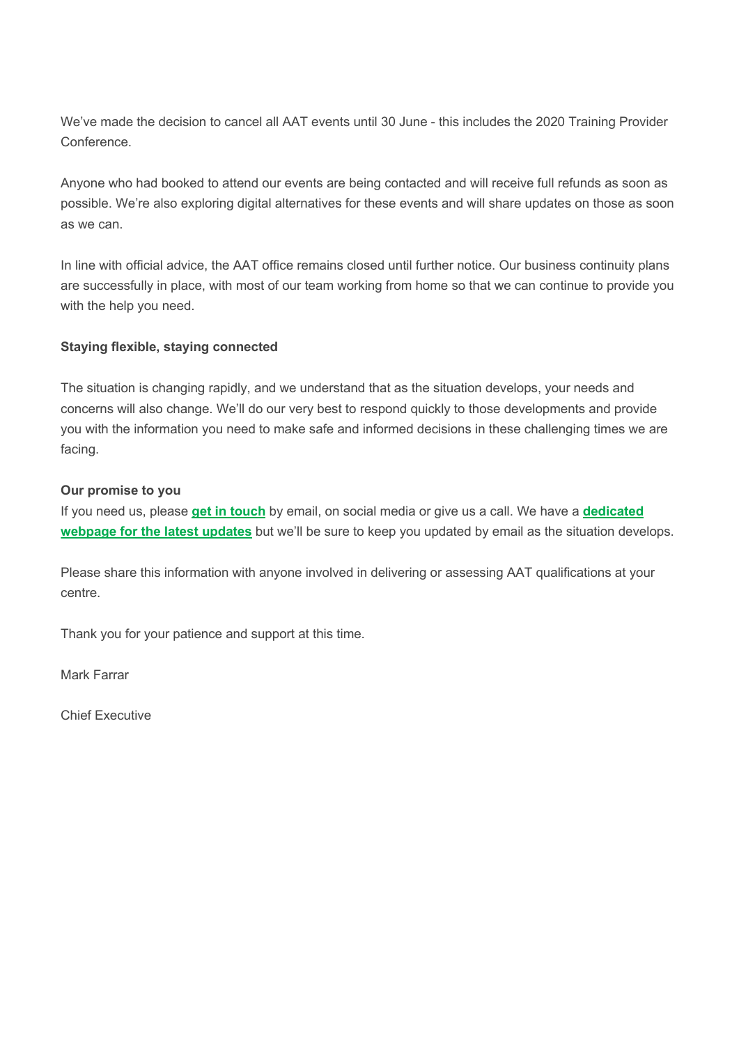We've made the decision to cancel all AAT events until 30 June - this includes the 2020 Training Provider Conference.

Anyone who had booked to attend our events are being contacted and will receive full refunds as soon as possible. We're also exploring digital alternatives for these events and will share updates on those as soon as we can.

In line with official advice, the AAT office remains closed until further notice. Our business continuity plans are successfully in place, with most of our team working from home so that we can continue to provide you with the help you need.

**Staying flexible, staying connected**

The situation is changing rapidly, and we understand that as the situation develops, your needs and concerns will also change. We'll do our very best to respond quickly to those developments and provide you with the information you need to make safe and informed decisions in these challenging times we are facing.

**Our promise to you**

If you need us, please **get in touch** by email, on social media or give us a call. We have a **dedicated webpage for the latest updates** but we'll be sure to keep you updated by email as the situation develops.

Please share this information with anyone involved in delivering or assessing AAT qualifications at your centre.

Thank you for your patience and support at this time.

Mark Farrar

Chief Executive